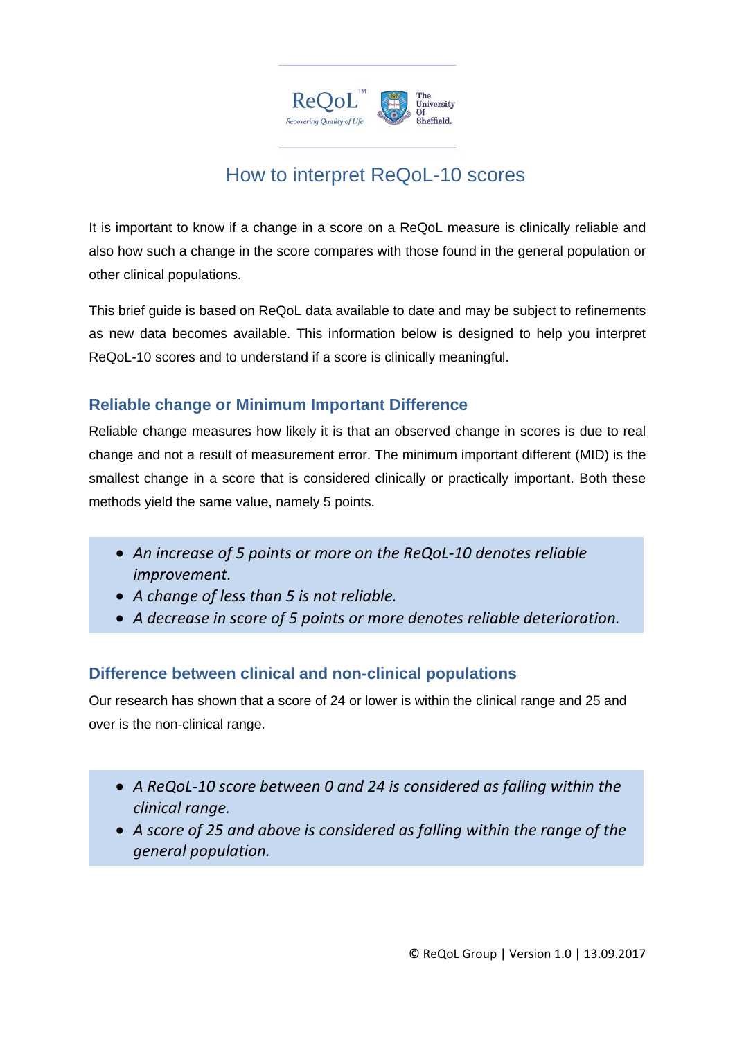# How to interpret ReQoL-10 scores

It is important to know if a change in a score on a ReQoL measure is clinically reliable and also how such a change in the score compares with those found in the general population or other clinical populations.

This brief guide is based on ReQoL data available to date and may be subject to refinements as new data becomes available. This information below is designed to help you interpret ReQoL-10 scores and to understand if a score is clinically meaningful.

## Reliable change or Minimum Important Difference

Reliable change measures how likely it is that an observed change in scores is due to real change and not a result of measurement error. The minimum important different (MID) is the smallest change in a score that is considered clinically or practically important. Both these methods yield the same value, namely 5 points.

- *An increase of 5 points or more on the ReQoL-10 denotes reliable improvement.*
- *A change of less than 5 is not reliable.*
- *A decrease in score of 5 points or more denotes reliable deterioration.*

## Difference between clinical and non-clinical populations

Our research has shown that a score of 24 or lower is within the clinical range and 25 and over is the non-clinical range.

- *A ReQoL-10 score between 0 and 24 is considered as falling within the clinical range.*
- *A score of 25 and above is considered as falling within the range of the general population.*

© ReQoL Group | Version 1.0 | 13.09.2017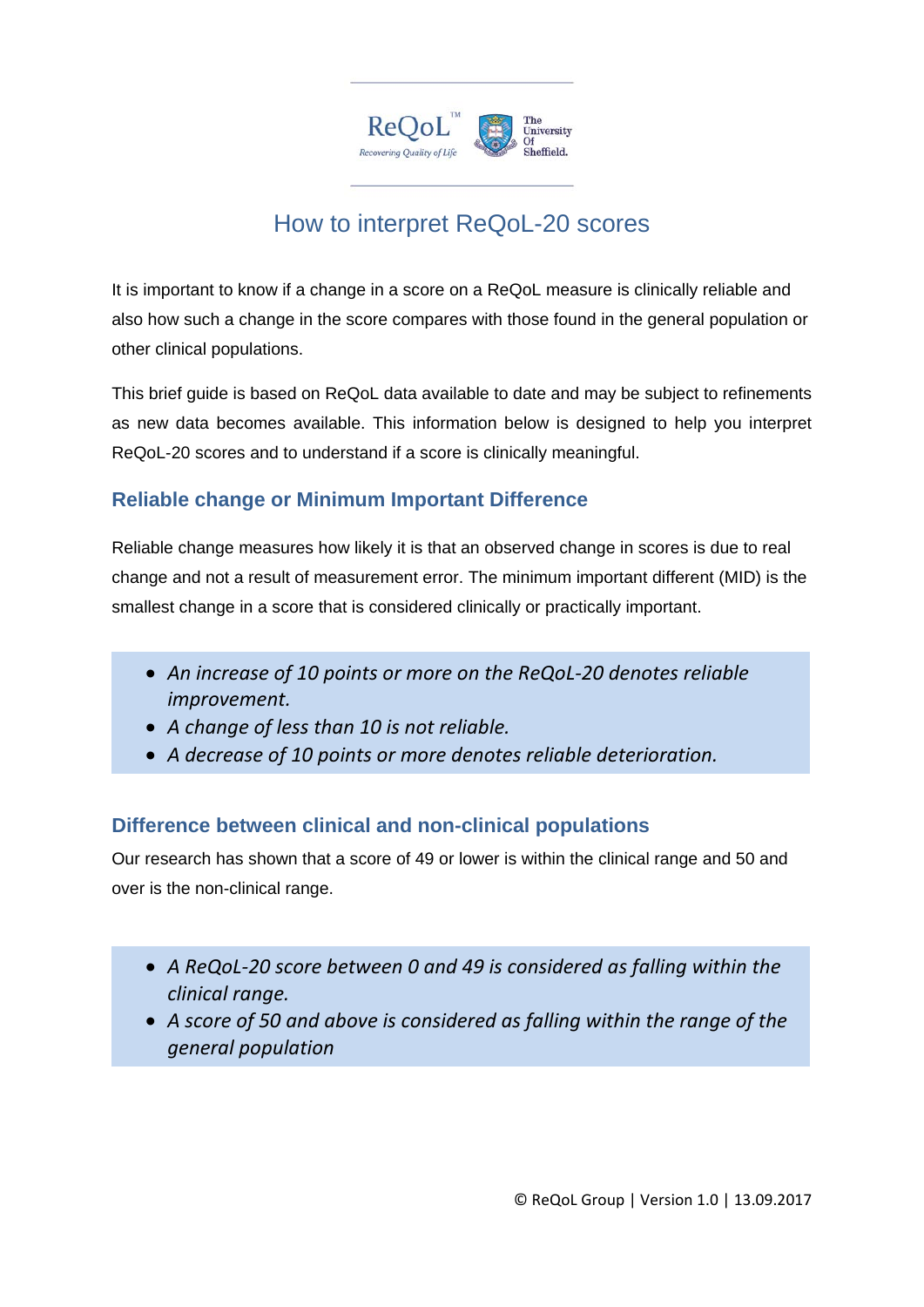ReQoL™ Recovering Quality of Life

The University Of Sheffield.

# How to interpret ReQoL-20 scores

It is important to know if a change in a score on a ReQoL measure is clinically reliable and also how such a change in the score compares with those found in the general population or other clinical populations.

This brief guide is based on ReQoL data available to date and may be subject to refinements as new data becomes available. This information below is designed to help you interpret ReQoL-20 scores and to understand if a score is clinically meaningful.

## Reliable change or Minimum Important Difference

Reliable change measures how likely it is that an observed change in scores is due to real change and not a result of measurement error. The minimum important different (MID) is the smallest change in a score that is considered clinically or practically important.

- *An increase of 10 points or more on the ReQoL-20 denotes reliable improvement.*
- *A change of less than 10 is not reliable.*
- *A decrease of 10 points or more denotes reliable deterioration.*

## Difference between clinical and non-clinical populations

Our research has shown that a score of 49 or lower is within the clinical range and 50 and over is the non-clinical range.

- *A ReQoL-20 score between 0 and 49 is considered as falling within the clinical range.*
- *A score of 50 and above is considered as falling within the range of the general population*

© ReQoL Group | Version 1.0 | 13.09.2017